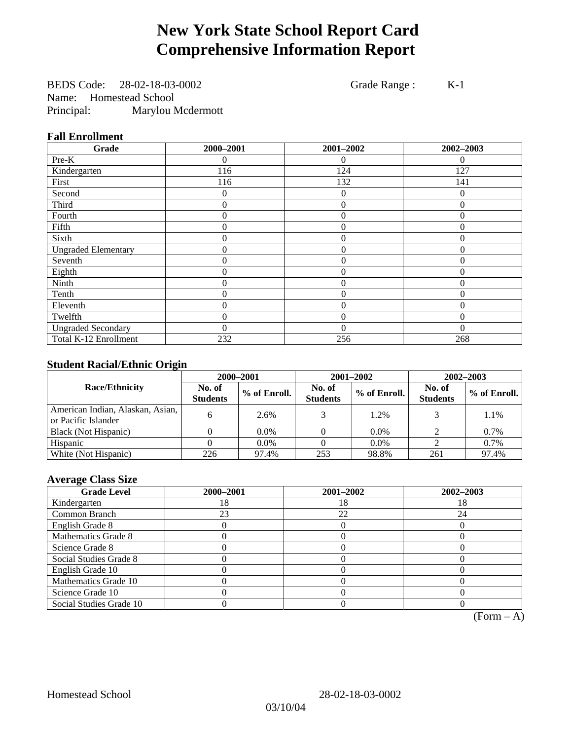# New York State School Report Card
# Comprehensive Information Report

BEDS Code: 28-02-18-03-0002 Grade Range : K-1
Name: Homestead School
Principal: Marylou Mcdermott

### Fall Enrollment

| Grade | 2000–2001 | 2001–2002 | 2002–2003 |
|---|---|---|---|
| Pre-K | 0 | 0 | 0 |
| Kindergarten | 116 | 124 | 127 |
| First | 116 | 132 | 141 |
| Second | 0 | 0 | 0 |
| Third | 0 | 0 | 0 |
| Fourth | 0 | 0 | 0 |
| Fifth | 0 | 0 | 0 |
| Sixth | 0 | 0 | 0 |
| Ungraded Elementary | 0 | 0 | 0 |
| Seventh | 0 | 0 | 0 |
| Eighth | 0 | 0 | 0 |
| Ninth | 0 | 0 | 0 |
| Tenth | 0 | 0 | 0 |
| Eleventh | 0 | 0 | 0 |
| Twelfth | 0 | 0 | 0 |
| Ungraded Secondary | 0 | 0 | 0 |
| Total K-12 Enrollment | 232 | 256 | 268 |

### Student Racial/Ethnic Origin

| Race/Ethnicity | 2000–2001 | | 2001–2002 | | 2002–2003 | |
|---|---|---|---|---|---|---|
| | No. of Students | % of Enroll. | No. of Students | % of Enroll. | No. of Students | % of Enroll. |
| American Indian, Alaskan, Asian, or Pacific Islander | 6 | 2.6% | 3 | 1.2% | 3 | 1.1% |
| Black (Not Hispanic) | 0 | 0.0% | 0 | 0.0% | 2 | 0.7% |
| Hispanic | 0 | 0.0% | 0 | 0.0% | 2 | 0.7% |
| White (Not Hispanic) | 226 | 97.4% | 253 | 98.8% | 261 | 97.4% |

### Average Class Size

| Grade Level | 2000–2001 | 2001–2002 | 2002–2003 |
|---|---|---|---|
| Kindergarten | 18 | 18 | 18 |
| Common Branch | 23 | 22 | 24 |
| English Grade 8 | 0 | 0 | 0 |
| Mathematics Grade 8 | 0 | 0 | 0 |
| Science Grade 8 | 0 | 0 | 0 |
| Social Studies Grade 8 | 0 | 0 | 0 |
| English Grade 10 | 0 | 0 | 0 |
| Mathematics Grade 10 | 0 | 0 | 0 |
| Science Grade 10 | 0 | 0 | 0 |
| Social Studies Grade 10 | 0 | 0 | 0 |

(Form – A)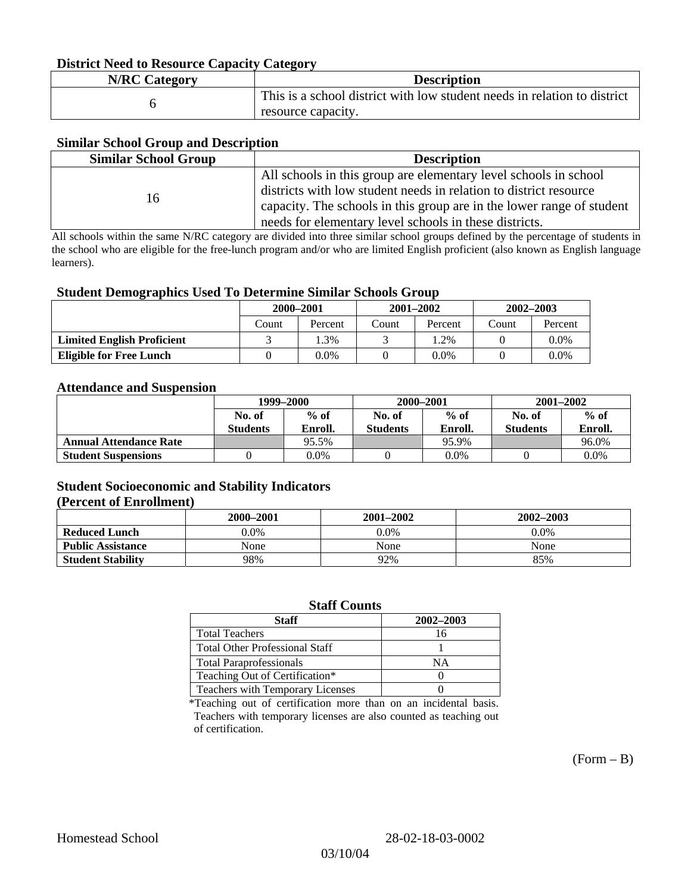### District Need to Resource Capacity Category

| N/RC Category | Description |
|---|---|
| 6 | This is a school district with low student needs in relation to district resource capacity. |

### Similar School Group and Description

| Similar School Group | Description |
|---|---|
| 16 | All schools in this group are elementary level schools in school districts with low student needs in relation to district resource capacity. The schools in this group are in the lower range of student needs for elementary level schools in these districts. |

All schools within the same N/RC category are divided into three similar school groups defined by the percentage of students in the school who are eligible for the free-lunch program and/or who are limited English proficient (also known as English language learners).

### Student Demographics Used To Determine Similar Schools Group

| | 2000–2001 | | 2001–2002 | | 2002–2003 | |
|---|---|---|---|---|---|---|
| | Count | Percent | Count | Percent | Count | Percent |
| **Limited English Proficient** | 3 | 1.3% | 3 | 1.2% | 0 | 0.0% |
| **Eligible for Free Lunch** | 0 | 0.0% | 0 | 0.0% | 0 | 0.0% |

### Attendance and Suspension

| | 1999–2000 | | 2000–2001 | | 2001–2002 | |
|---|---|---|---|---|---|---|
| | No. of Students | % of Enroll. | No. of Students | % of Enroll. | No. of Students | % of Enroll. |
| **Annual Attendance Rate** | | 95.5% | | 95.9% | | 96.0% |
| **Student Suspensions** | 0 | 0.0% | 0 | 0.0% | 0 | 0.0% |

### Student Socioeconomic and Stability Indicators
### (Percent of Enrollment)

| | 2000–2001 | 2001–2002 | 2002–2003 |
|---|---|---|---|
| **Reduced Lunch** | 0.0% | 0.0% | 0.0% |
| **Public Assistance** | None | None | None |
| **Student Stability** | 98% | 92% | 85% |

### Staff Counts

| Staff | 2002–2003 |
|---|---|
| Total Teachers | 16 |
| Total Other Professional Staff | 1 |
| Total Paraprofessionals | NA |
| Teaching Out of Certification* | 0 |
| Teachers with Temporary Licenses | 0 |

*Teaching out of certification more than on an incidental basis. Teachers with temporary licenses are also counted as teaching out of certification.

(Form – B)

Homestead School 28-02-18-03-0002

03/10/04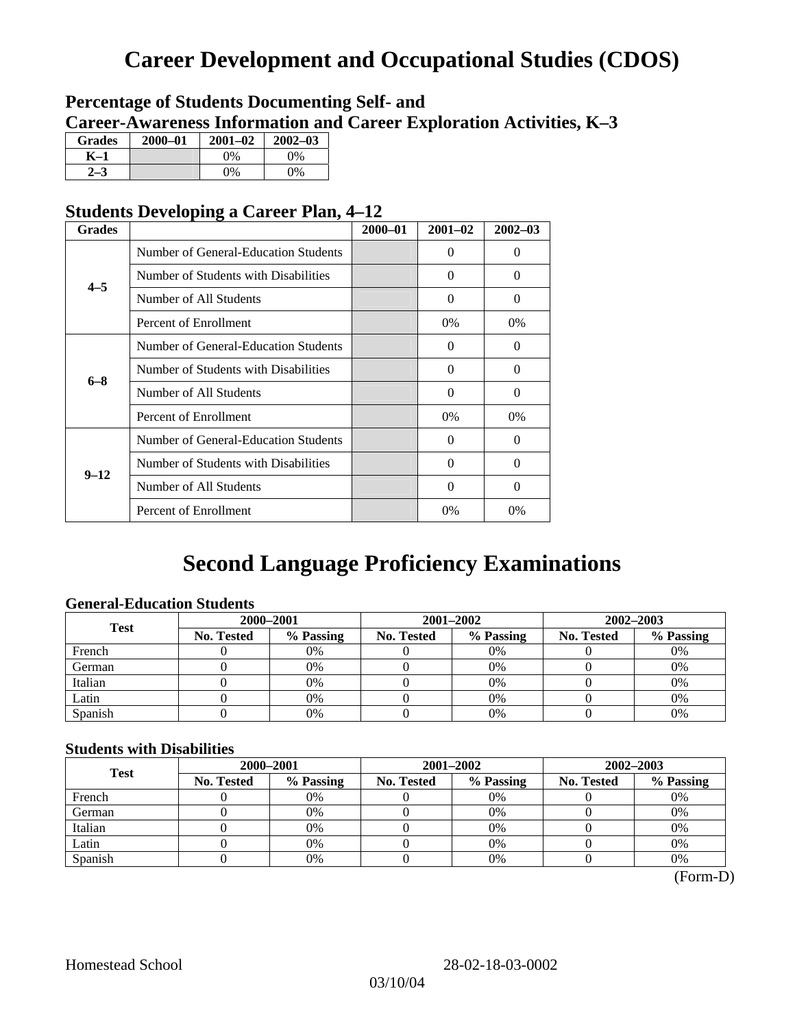# Career Development and Occupational Studies (CDOS)

## Percentage of Students Documenting Self- and Career-Awareness Information and Career Exploration Activities, K–3

| Grades | 2000–01 | 2001–02 | 2002–03 |
|---|---|---|---|
| K–1 | | 0% | 0% |
| 2–3 | | 0% | 0% |

## Students Developing a Career Plan, 4–12

| Grades | | 2000–01 | 2001–02 | 2002–03 |
|---|---|---|---|---|
| 4–5 | Number of General-Education Students | | 0 | 0 |
| | Number of Students with Disabilities | | 0 | 0 |
| | Number of All Students | | 0 | 0 |
| | Percent of Enrollment | | 0% | 0% |
| 6–8 | Number of General-Education Students | | 0 | 0 |
| | Number of Students with Disabilities | | 0 | 0 |
| | Number of All Students | | 0 | 0 |
| | Percent of Enrollment | | 0% | 0% |
| 9–12 | Number of General-Education Students | | 0 | 0 |
| | Number of Students with Disabilities | | 0 | 0 |
| | Number of All Students | | 0 | 0 |
| | Percent of Enrollment | | 0% | 0% |

# Second Language Proficiency Examinations

### General-Education Students

| Test | 2000–2001 | | 2001–2002 | | 2002–2003 | |
|---|---|---|---|---|---|---|
| | No. Tested | % Passing | No. Tested | % Passing | No. Tested | % Passing |
| French | 0 | 0% | 0 | 0% | 0 | 0% |
| German | 0 | 0% | 0 | 0% | 0 | 0% |
| Italian | 0 | 0% | 0 | 0% | 0 | 0% |
| Latin | 0 | 0% | 0 | 0% | 0 | 0% |
| Spanish | 0 | 0% | 0 | 0% | 0 | 0% |

### Students with Disabilities

| Test | 2000–2001 | | 2001–2002 | | 2002–2003 | |
|---|---|---|---|---|---|---|
| | No. Tested | % Passing | No. Tested | % Passing | No. Tested | % Passing |
| French | 0 | 0% | 0 | 0% | 0 | 0% |
| German | 0 | 0% | 0 | 0% | 0 | 0% |
| Italian | 0 | 0% | 0 | 0% | 0 | 0% |
| Latin | 0 | 0% | 0 | 0% | 0 | 0% |
| Spanish | 0 | 0% | 0 | 0% | 0 | 0% |

(Form-D)